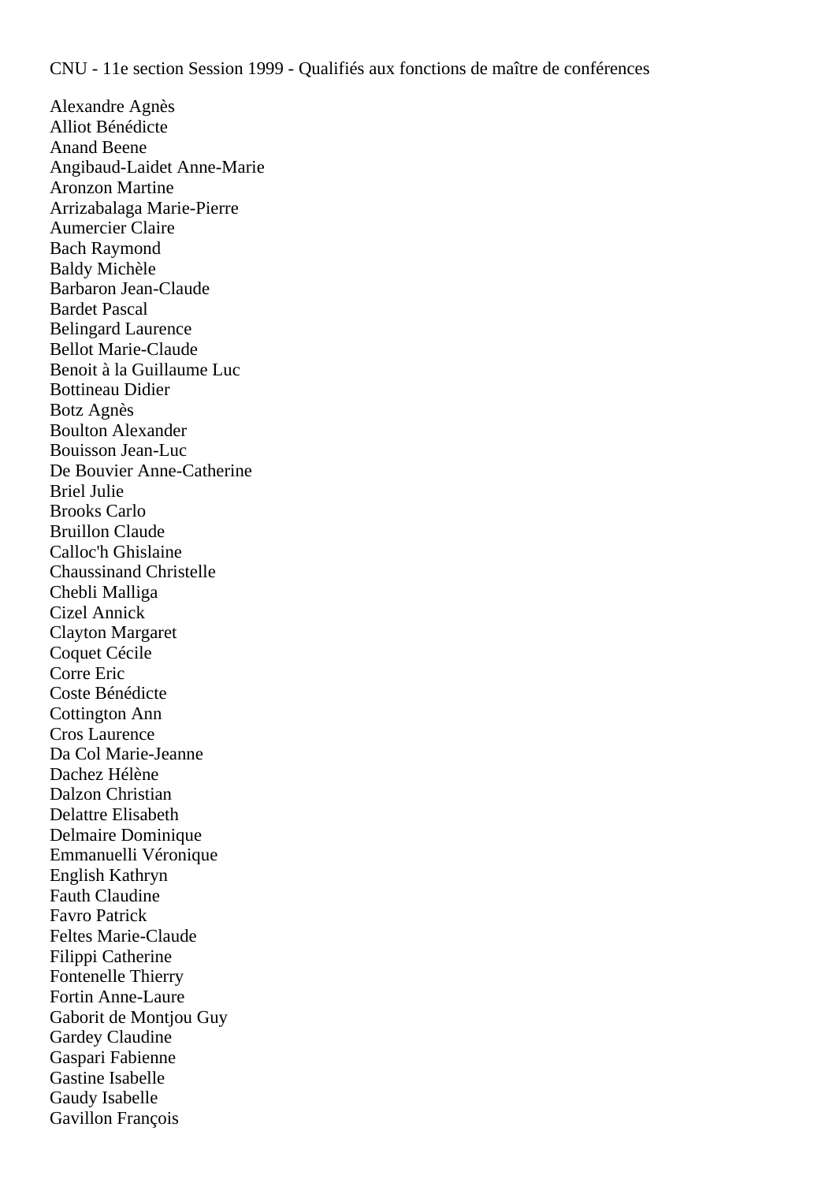CNU - 11e section Session 1999 - Qualifiés aux fonctions de maître de conférences

Alexandre Agnès
Alliot Bénédicte
Anand Beene
Angibaud-Laidet Anne-Marie
Aronzon Martine
Arrizabalaga Marie-Pierre
Aumercier Claire
Bach Raymond
Baldy Michèle
Barbaron Jean-Claude
Bardet Pascal
Belingard Laurence
Bellot Marie-Claude
Benoit à la Guillaume Luc
Bottineau Didier
Botz Agnès
Boulton Alexander
Bouisson Jean-Luc
De Bouvier Anne-Catherine
Briel Julie
Brooks Carlo
Bruillon Claude
Calloc'h Ghislaine
Chaussinand Christelle
Chebli Malliga
Cizel Annick
Clayton Margaret
Coquet Cécile
Corre Eric
Coste Bénédicte
Cottington Ann
Cros Laurence
Da Col Marie-Jeanne
Dachez Hélène
Dalzon Christian
Delattre Elisabeth
Delmaire Dominique
Emmanuelli Véronique
English Kathryn
Fauth Claudine
Favro Patrick
Feltes Marie-Claude
Filippi Catherine
Fontenelle Thierry
Fortin Anne-Laure
Gaborit de Montjou Guy
Gardey Claudine
Gaspari Fabienne
Gastine Isabelle
Gaudy Isabelle
Gavillon François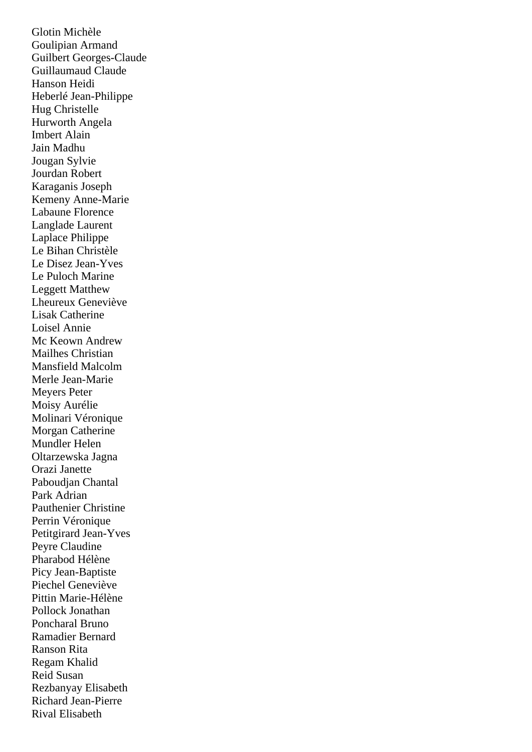Glotin Michèle
Goulipian Armand
Guilbert Georges-Claude
Guillaumaud Claude
Hanson Heidi
Heberlé Jean-Philippe
Hug Christelle
Hurworth Angela
Imbert Alain
Jain Madhu
Jougan Sylvie
Jourdan Robert
Karaganis Joseph
Kemeny Anne-Marie
Labaune Florence
Langlade Laurent
Laplace Philippe
Le Bihan Christèle
Le Disez Jean-Yves
Le Puloch Marine
Leggett Matthew
Lheureux Geneviève
Lisak Catherine
Loisel Annie
Mc Keown Andrew
Mailhes Christian
Mansfield Malcolm
Merle Jean-Marie
Meyers Peter
Moisy Aurélie
Molinari Véronique
Morgan Catherine
Mundler Helen
Oltarzewska Jagna
Orazi Janette
Paboudjan Chantal
Park Adrian
Pauthenier Christine
Perrin Véronique
Petitgirard Jean-Yves
Peyre Claudine
Pharabod Hélène
Picy Jean-Baptiste
Piechel Geneviève
Pittin Marie-Hélène
Pollock Jonathan
Poncharal Bruno
Ramadier Bernard
Ranson Rita
Regam Khalid
Reid Susan
Rezbanyay Elisabeth
Richard Jean-Pierre
Rival Elisabeth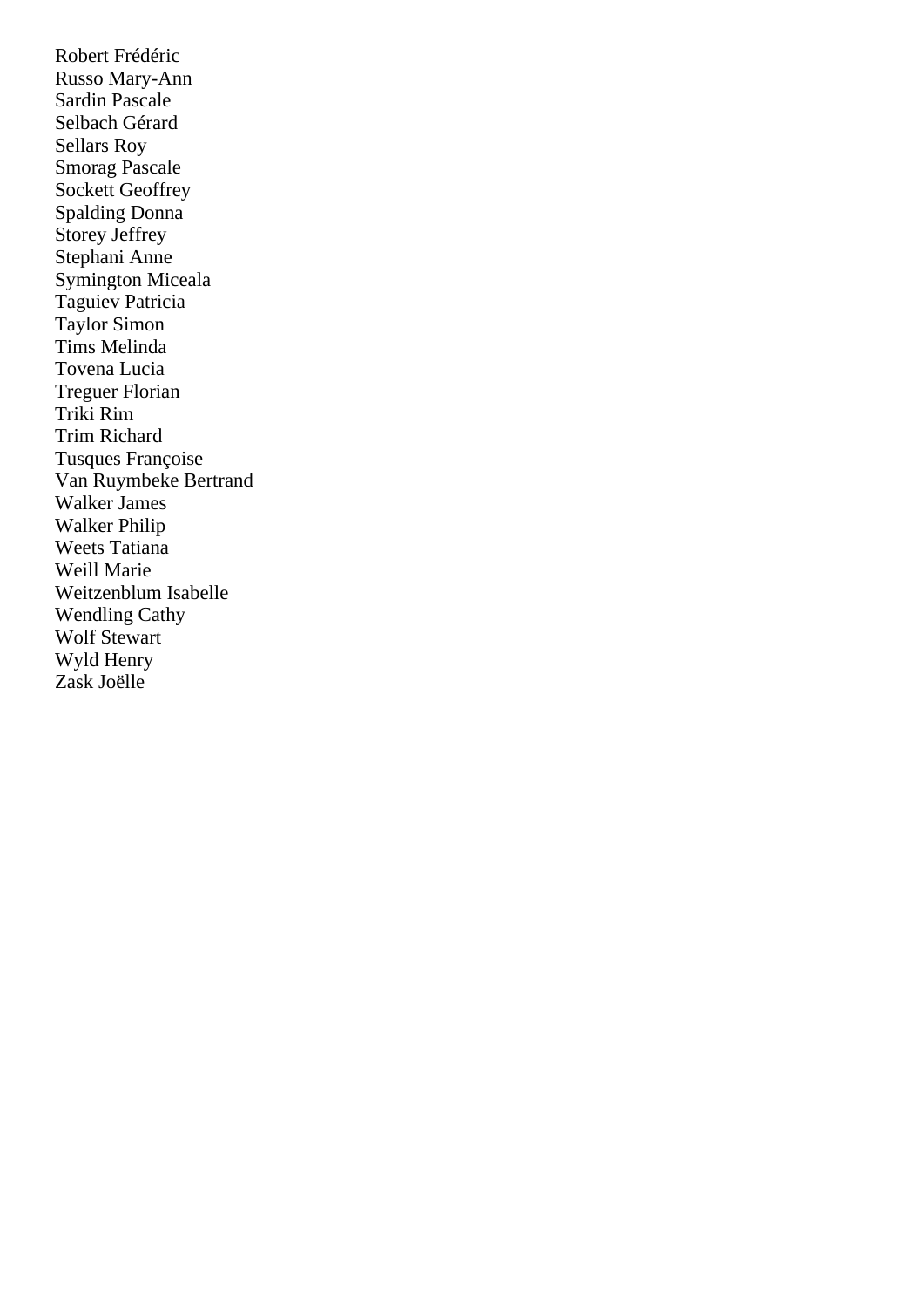Robert Frédéric
Russo Mary-Ann
Sardin Pascale
Selbach Gérard
Sellars Roy
Smorag Pascale
Sockett Geoffrey
Spalding Donna
Storey Jeffrey
Stephani Anne
Symington Miceala
Taguiev Patricia
Taylor Simon
Tims Melinda
Tovena Lucia
Treguer Florian
Triki Rim
Trim Richard
Tusques Françoise
Van Ruymbeke Bertrand
Walker James
Walker Philip
Weets Tatiana
Weill Marie
Weitzenblum Isabelle
Wendling Cathy
Wolf Stewart
Wyld Henry
Zask Joëlle